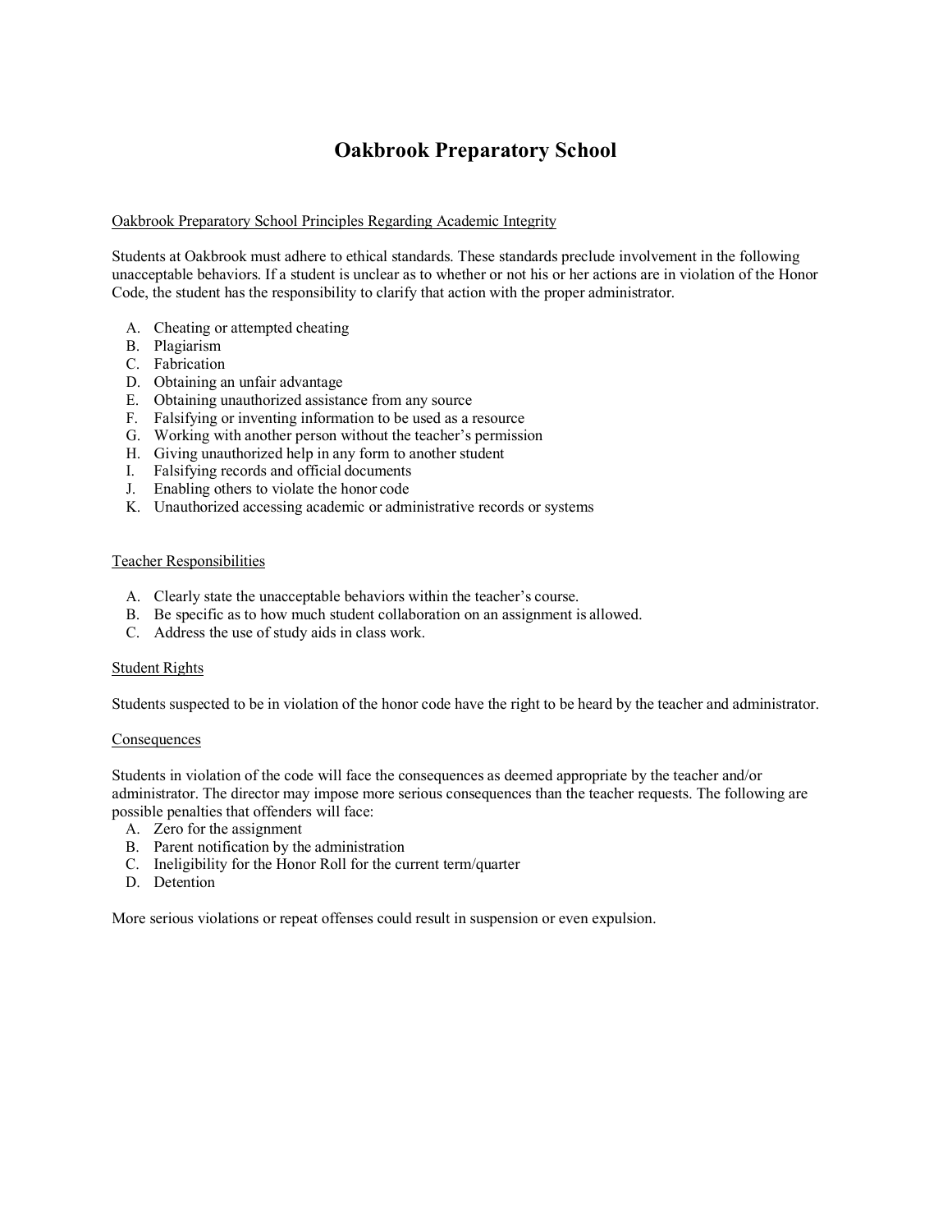# Oakbrook Preparatory School

Oakbrook Preparatory School Principles Regarding Academic Integrity

Students at Oakbrook must adhere to ethical standards. These standards preclude involvement in the following unacceptable behaviors. If a student is unclear as to whether or not his or her actions are in violation of the Honor Code, the student has the responsibility to clarify that action with the proper administrator.

A. Cheating or attempted cheating
B. Plagiarism
C. Fabrication
D. Obtaining an unfair advantage
E. Obtaining unauthorized assistance from any source
F. Falsifying or inventing information to be used as a resource
G. Working with another person without the teacher's permission
H. Giving unauthorized help in any form to another student
I. Falsifying records and official documents
J. Enabling others to violate the honor code
K. Unauthorized accessing academic or administrative records or systems

Teacher Responsibilities

A. Clearly state the unacceptable behaviors within the teacher's course.
B. Be specific as to how much student collaboration on an assignment is allowed.
C. Address the use of study aids in class work.

Student Rights

Students suspected to be in violation of the honor code have the right to be heard by the teacher and administrator.

Consequences

Students in violation of the code will face the consequences as deemed appropriate by the teacher and/or administrator. The director may impose more serious consequences than the teacher requests. The following are possible penalties that offenders will face:

A. Zero for the assignment
B. Parent notification by the administration
C. Ineligibility for the Honor Roll for the current term/quarter
D. Detention

More serious violations or repeat offenses could result in suspension or even expulsion.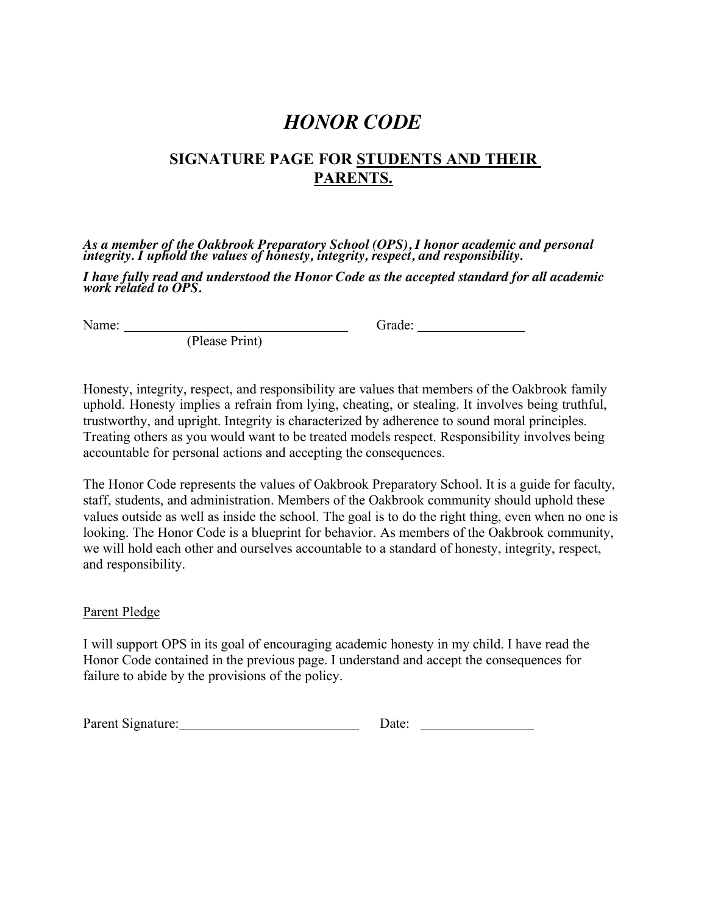# *HONOR CODE*

## SIGNATURE PAGE FOR <u>STUDENTS AND THEIR PARENTS.</u>

***As a member of the Oakbrook Preparatory School (OPS), I honor academic and personal integrity. I uphold the values of honesty, integrity, respect, and responsibility.***

***I have fully read and understood the Honor Code as the accepted standard for all academic work related to OPS.***

Name: ________________________________ Grade: _______________
(Please Print)

Honesty, integrity, respect, and responsibility are values that members of the Oakbrook family uphold. Honesty implies a refrain from lying, cheating, or stealing. It involves being truthful, trustworthy, and upright. Integrity is characterized by adherence to sound moral principles. Treating others as you would want to be treated models respect. Responsibility involves being accountable for personal actions and accepting the consequences.

The Honor Code represents the values of Oakbrook Preparatory School. It is a guide for faculty, staff, students, and administration. Members of the Oakbrook community should uphold these values outside as well as inside the school. The goal is to do the right thing, even when no one is looking. The Honor Code is a blueprint for behavior. As members of the Oakbrook community, we will hold each other and ourselves accountable to a standard of honesty, integrity, respect, and responsibility.

<u>Parent Pledge</u>

I will support OPS in its goal of encouraging academic honesty in my child. I have read the Honor Code contained in the previous page. I understand and accept the consequences for failure to abide by the provisions of the policy.

Parent Signature:__________________________ Date: ________________